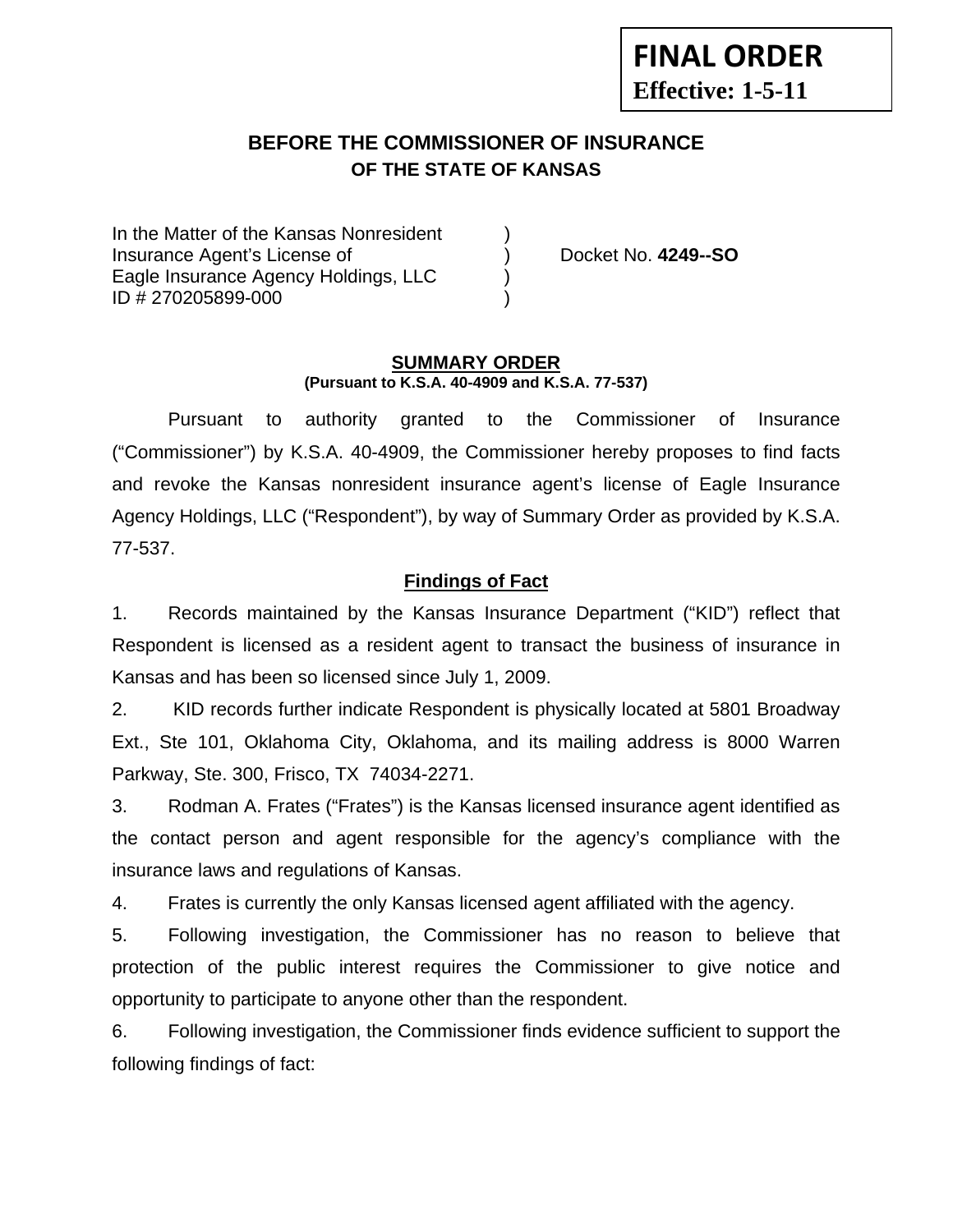**FINAL ORDER**
**Effective: 1-5-11**

# BEFORE THE COMMISSIONER OF INSURANCE
## OF THE STATE OF KANSAS

In the Matter of the Kansas Nonresident )
Insurance Agent's License of ) Docket No. **4249--SO**
Eagle Insurance Agency Holdings, LLC )
ID # 270205899-000 )

**SUMMARY ORDER**
**(Pursuant to K.S.A. 40-4909 and K.S.A. 77-537)**

Pursuant to authority granted to the Commissioner of Insurance ("Commissioner") by K.S.A. 40-4909, the Commissioner hereby proposes to find facts and revoke the Kansas nonresident insurance agent's license of Eagle Insurance Agency Holdings, LLC ("Respondent"), by way of Summary Order as provided by K.S.A. 77-537.

**Findings of Fact**

1. Records maintained by the Kansas Insurance Department ("KID") reflect that Respondent is licensed as a resident agent to transact the business of insurance in Kansas and has been so licensed since July 1, 2009.

2. KID records further indicate Respondent is physically located at 5801 Broadway Ext., Ste 101, Oklahoma City, Oklahoma, and its mailing address is 8000 Warren Parkway, Ste. 300, Frisco, TX 74034-2271.

3. Rodman A. Frates ("Frates") is the Kansas licensed insurance agent identified as the contact person and agent responsible for the agency's compliance with the insurance laws and regulations of Kansas.

4. Frates is currently the only Kansas licensed agent affiliated with the agency.

5. Following investigation, the Commissioner has no reason to believe that protection of the public interest requires the Commissioner to give notice and opportunity to participate to anyone other than the respondent.

6. Following investigation, the Commissioner finds evidence sufficient to support the following findings of fact: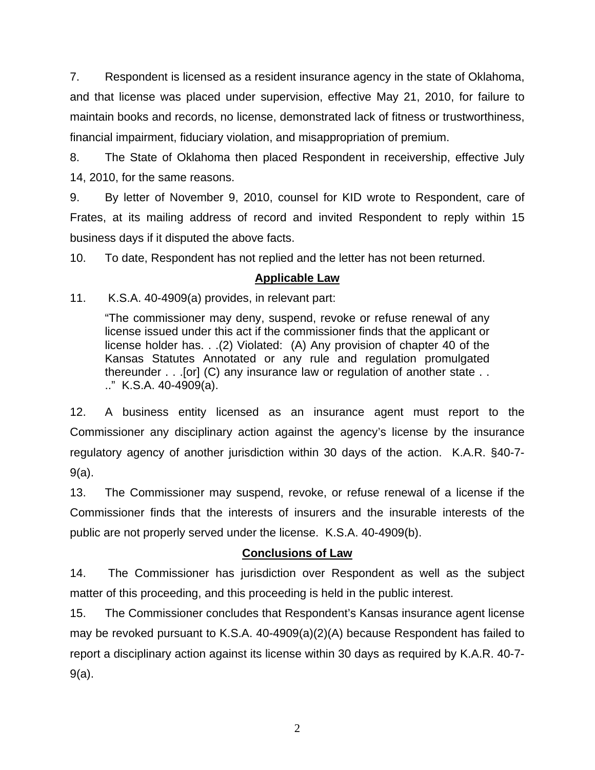7. Respondent is licensed as a resident insurance agency in the state of Oklahoma, and that license was placed under supervision, effective May 21, 2010, for failure to maintain books and records, no license, demonstrated lack of fitness or trustworthiness, financial impairment, fiduciary violation, and misappropriation of premium.

8. The State of Oklahoma then placed Respondent in receivership, effective July 14, 2010, for the same reasons.

9. By letter of November 9, 2010, counsel for KID wrote to Respondent, care of Frates, at its mailing address of record and invited Respondent to reply within 15 business days if it disputed the above facts.

10. To date, Respondent has not replied and the letter has not been returned.

## Applicable Law

11. K.S.A. 40-4909(a) provides, in relevant part:

> "The commissioner may deny, suspend, revoke or refuse renewal of any license issued under this act if the commissioner finds that the applicant or license holder has. . .(2) Violated: (A) Any provision of chapter 40 of the Kansas Statutes Annotated or any rule and regulation promulgated thereunder . . .[or] (C) any insurance law or regulation of another state . . .." K.S.A. 40-4909(a).

12. A business entity licensed as an insurance agent must report to the Commissioner any disciplinary action against the agency's license by the insurance regulatory agency of another jurisdiction within 30 days of the action. K.A.R. §40-7-9(a).

13. The Commissioner may suspend, revoke, or refuse renewal of a license if the Commissioner finds that the interests of insurers and the insurable interests of the public are not properly served under the license. K.S.A. 40-4909(b).

## Conclusions of Law

14. The Commissioner has jurisdiction over Respondent as well as the subject matter of this proceeding, and this proceeding is held in the public interest.

15. The Commissioner concludes that Respondent's Kansas insurance agent license may be revoked pursuant to K.S.A. 40-4909(a)(2)(A) because Respondent has failed to report a disciplinary action against its license within 30 days as required by K.A.R. 40-7-9(a).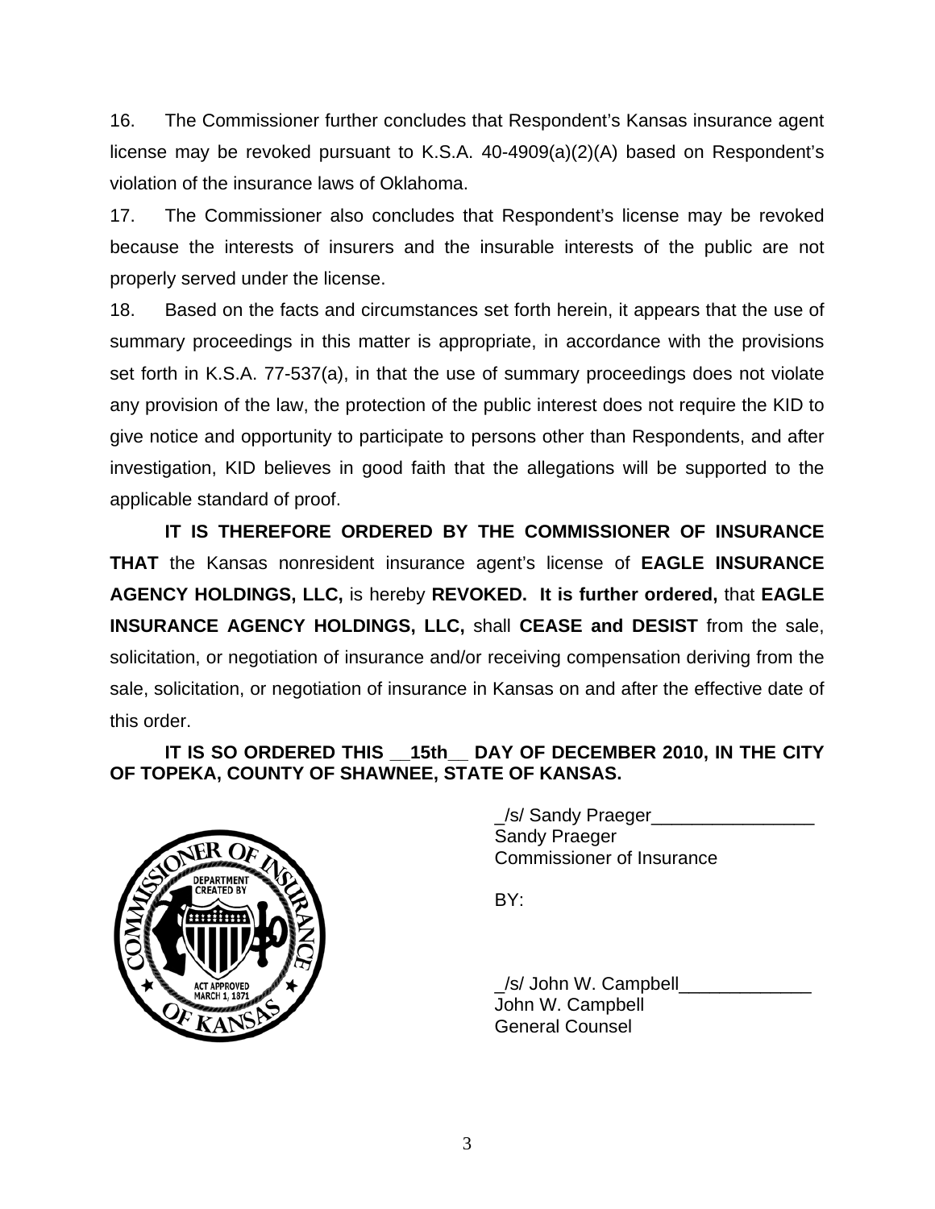16. The Commissioner further concludes that Respondent's Kansas insurance agent license may be revoked pursuant to K.S.A. 40-4909(a)(2)(A) based on Respondent's violation of the insurance laws of Oklahoma.

17. The Commissioner also concludes that Respondent's license may be revoked because the interests of insurers and the insurable interests of the public are not properly served under the license.

18. Based on the facts and circumstances set forth herein, it appears that the use of summary proceedings in this matter is appropriate, in accordance with the provisions set forth in K.S.A. 77-537(a), in that the use of summary proceedings does not violate any provision of the law, the protection of the public interest does not require the KID to give notice and opportunity to participate to persons other than Respondents, and after investigation, KID believes in good faith that the allegations will be supported to the applicable standard of proof.

**IT IS THEREFORE ORDERED BY THE COMMISSIONER OF INSURANCE THAT** the Kansas nonresident insurance agent's license of **EAGLE INSURANCE AGENCY HOLDINGS, LLC,** is hereby **REVOKED. It is further ordered,** that **EAGLE INSURANCE AGENCY HOLDINGS, LLC,** shall **CEASE and DESIST** from the sale, solicitation, or negotiation of insurance and/or receiving compensation deriving from the sale, solicitation, or negotiation of insurance in Kansas on and after the effective date of this order.

**IT IS SO ORDERED THIS __15th__ DAY OF DECEMBER 2010, IN THE CITY OF TOPEKA, COUNTY OF SHAWNEE, STATE OF KANSAS.**

_/s/ Sandy Praeger________________
Sandy Praeger
Commissioner of Insurance

BY:

_/s/ John W. Campbell_____________
John W. Campbell
General Counsel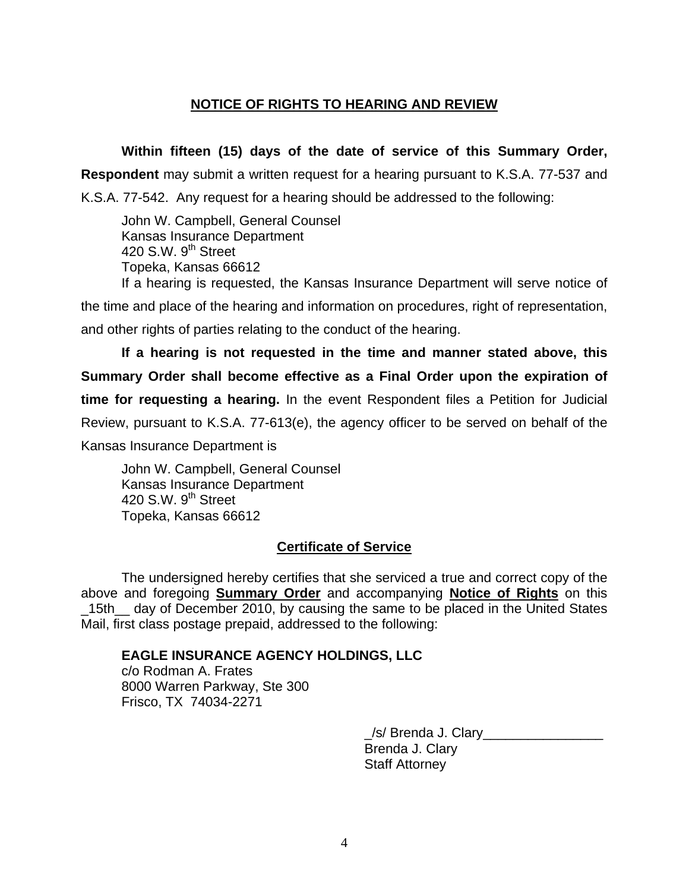## NOTICE OF RIGHTS TO HEARING AND REVIEW

**Within fifteen (15) days of the date of service of this Summary Order, Respondent** may submit a written request for a hearing pursuant to K.S.A. 77-537 and K.S.A. 77-542. Any request for a hearing should be addressed to the following:

John W. Campbell, General Counsel
Kansas Insurance Department
420 S.W. 9th Street
Topeka, Kansas 66612

If a hearing is requested, the Kansas Insurance Department will serve notice of the time and place of the hearing and information on procedures, right of representation, and other rights of parties relating to the conduct of the hearing.

**If a hearing is not requested in the time and manner stated above, this Summary Order shall become effective as a Final Order upon the expiration of time for requesting a hearing.** In the event Respondent files a Petition for Judicial Review, pursuant to K.S.A. 77-613(e), the agency officer to be served on behalf of the Kansas Insurance Department is

John W. Campbell, General Counsel
Kansas Insurance Department
420 S.W. 9th Street
Topeka, Kansas 66612

## Certificate of Service

The undersigned hereby certifies that she serviced a true and correct copy of the above and foregoing **Summary Order** and accompanying **Notice of Rights** on this _15th__ day of December 2010, by causing the same to be placed in the United States Mail, first class postage prepaid, addressed to the following:

**EAGLE INSURANCE AGENCY HOLDINGS, LLC**
c/o Rodman A. Frates
8000 Warren Parkway, Ste 300
Frisco, TX 74034-2271

_/s/ Brenda J. Clary________________
Brenda J. Clary
Staff Attorney